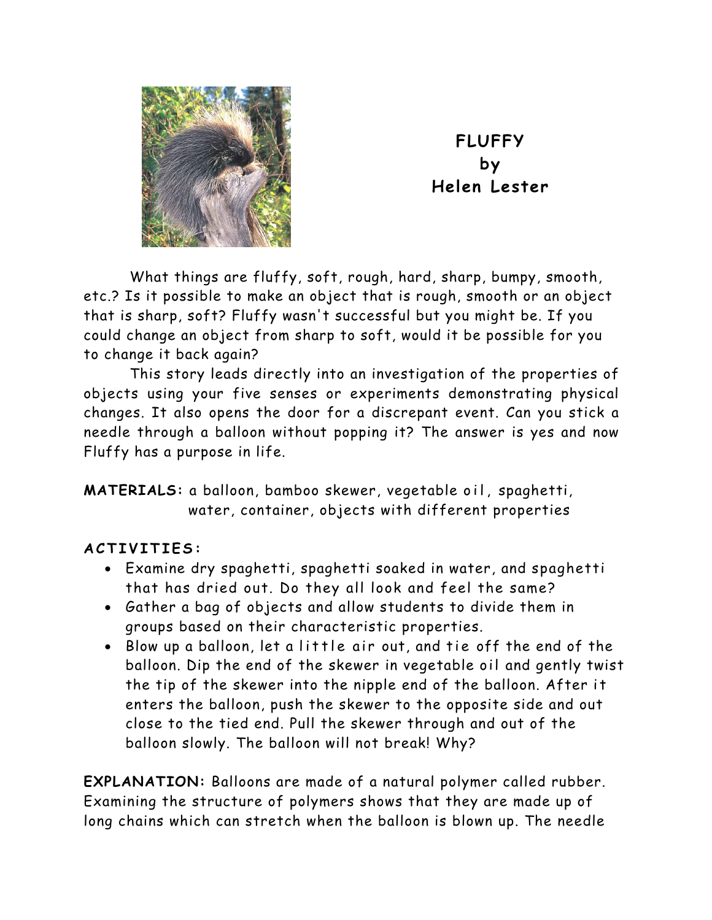# FLUFFY
## by
## Helen Lester

What things are fluffy, soft, rough, hard, sharp, bumpy, smooth, etc.? Is it possible to make an object that is rough, smooth or an object that is sharp, soft? Fluffy wasn't successful but you might be. If you could change an object from sharp to soft, would it be possible for you to change it back again?

This story leads directly into an investigation of the properties of objects using your five senses or experiments demonstrating physical changes. It also opens the door for a discrepant event. Can you stick a needle through a balloon without popping it? The answer is yes and now Fluffy has a purpose in life.

**MATERIALS:** a balloon, bamboo skewer, vegetable oil, spaghetti, water, container, objects with different properties

**ACTIVITIES:**

- Examine dry spaghetti, spaghetti soaked in water, and spaghetti that has dried out. Do they all look and feel the same?
- Gather a bag of objects and allow students to divide them in groups based on their characteristic properties.
- Blow up a balloon, let a little air out, and tie off the end of the balloon. Dip the end of the skewer in vegetable oil and gently twist the tip of the skewer into the nipple end of the balloon. After it enters the balloon, push the skewer to the opposite side and out close to the tied end. Pull the skewer through and out of the balloon slowly. The balloon will not break! Why?

**EXPLANATION:** Balloons are made of a natural polymer called rubber. Examining the structure of polymers shows that they are made up of long chains which can stretch when the balloon is blown up. The needle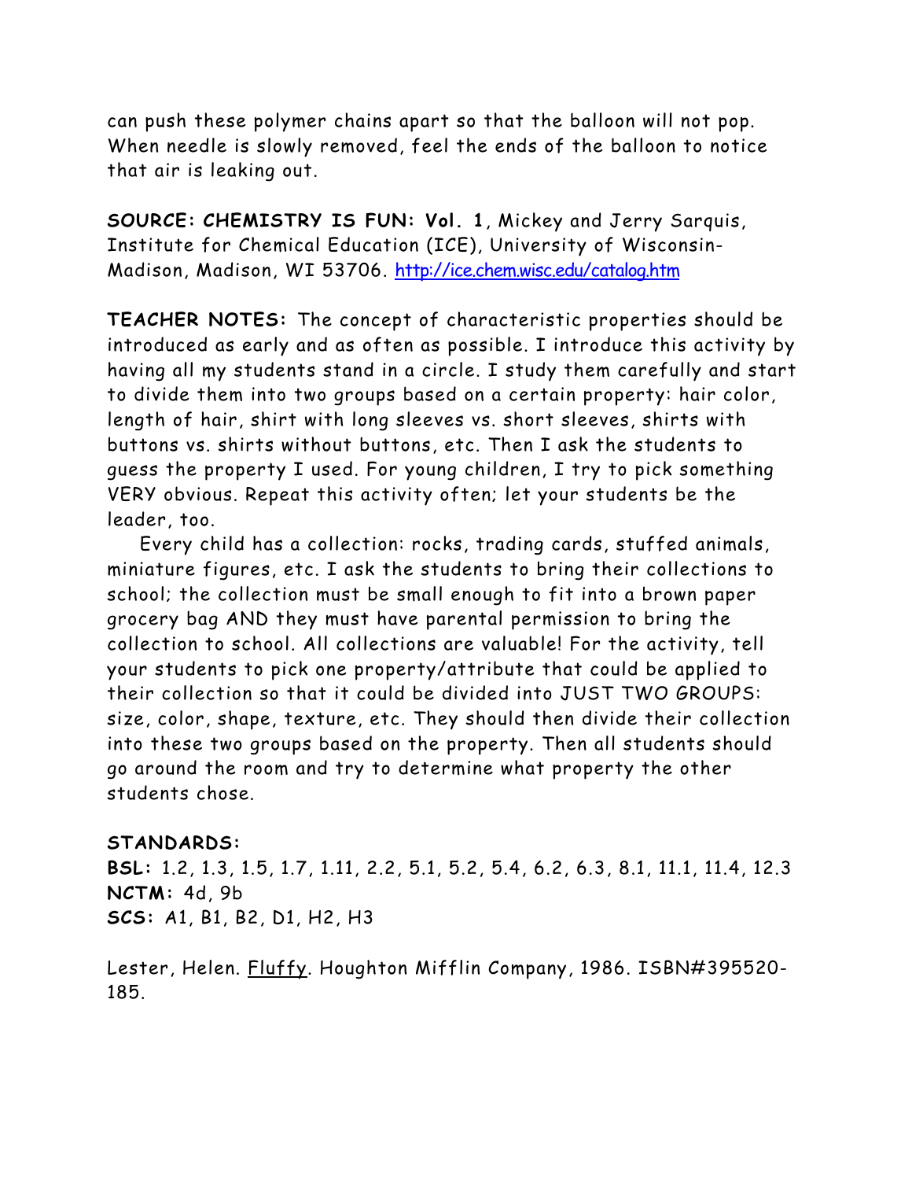can push these polymer chains apart so that the balloon will not pop. When needle is slowly removed, feel the ends of the balloon to notice that air is leaking out.

**SOURCE: CHEMISTRY IS FUN: Vol. 1**, Mickey and Jerry Sarquis, Institute for Chemical Education (ICE), University of Wisconsin-Madison, Madison, WI 53706. http://ice.chem.wisc.edu/catalog.htm

**TEACHER NOTES:** The concept of characteristic properties should be introduced as early and as often as possible. I introduce this activity by having all my students stand in a circle. I study them carefully and start to divide them into two groups based on a certain property: hair color, length of hair, shirt with long sleeves vs. short sleeves, shirts with buttons vs. shirts without buttons, etc. Then I ask the students to guess the property I used. For young children, I try to pick something VERY obvious. Repeat this activity often; let your students be the leader, too.

Every child has a collection: rocks, trading cards, stuffed animals, miniature figures, etc. I ask the students to bring their collections to school; the collection must be small enough to fit into a brown paper grocery bag AND they must have parental permission to bring the collection to school. All collections are valuable! For the activity, tell your students to pick one property/attribute that could be applied to their collection so that it could be divided into JUST TWO GROUPS: size, color, shape, texture, etc. They should then divide their collection into these two groups based on the property. Then all students should go around the room and try to determine what property the other students chose.

**STANDARDS:**
**BSL:** 1.2, 1.3, 1.5, 1.7, 1.11, 2.2, 5.1, 5.2, 5.4, 6.2, 6.3, 8.1, 11.1, 11.4, 12.3
**NCTM:** 4d, 9b
**SCS:** A1, B1, B2, D1, H2, H3

Lester, Helen. Fluffy. Houghton Mifflin Company, 1986. ISBN#395520-185.